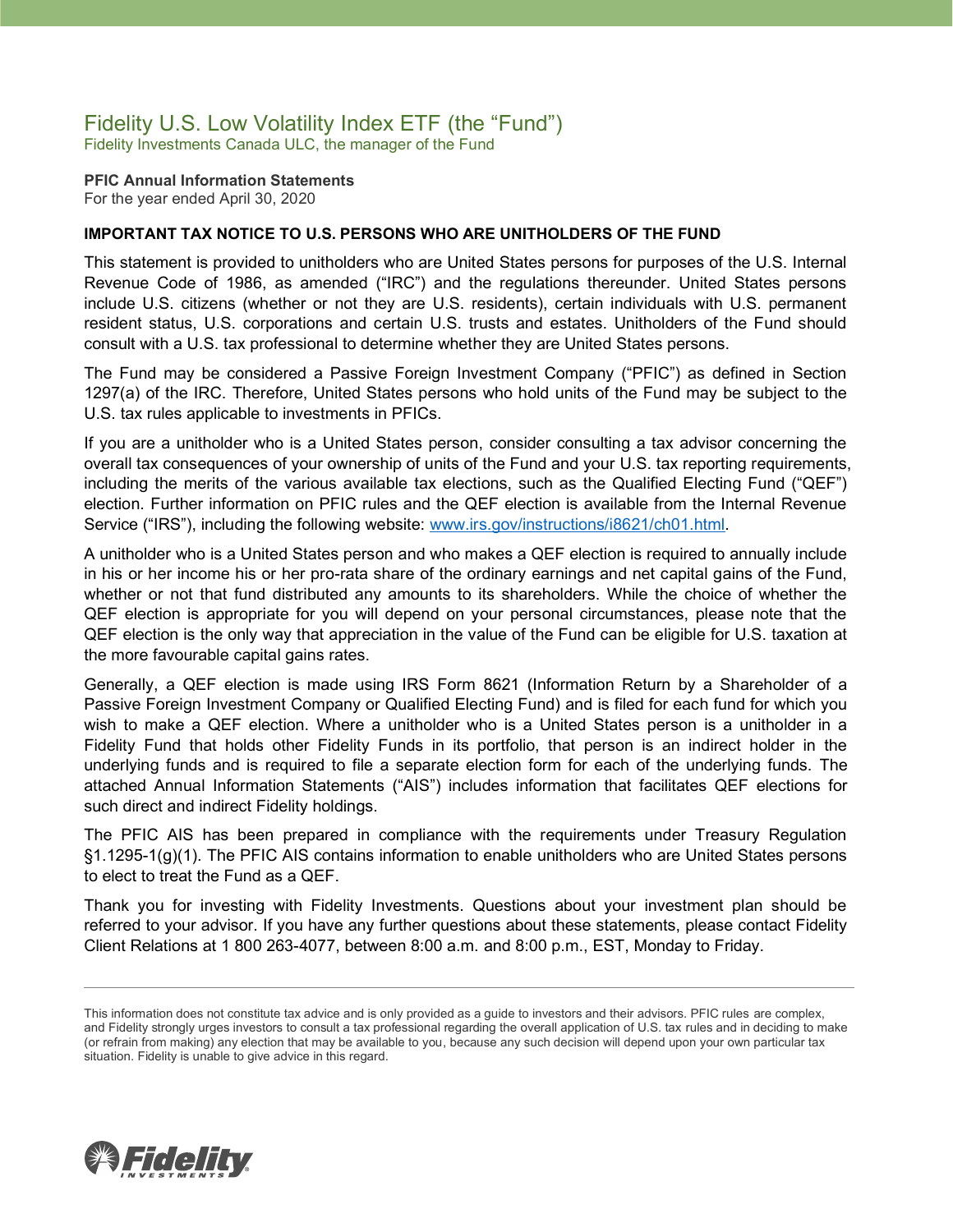# Fidelity U.S. Low Volatility Index ETF (the “Fund”)

Fidelity Investments Canada ULC, the manager of the Fund

**PFIC Annual Information Statements**
For the year ended April 30, 2020

**IMPORTANT TAX NOTICE TO U.S. PERSONS WHO ARE UNITHOLDERS OF THE FUND**

This statement is provided to unitholders who are United States persons for purposes of the U.S. Internal Revenue Code of 1986, as amended (“IRC”) and the regulations thereunder. United States persons include U.S. citizens (whether or not they are U.S. residents), certain individuals with U.S. permanent resident status, U.S. corporations and certain U.S. trusts and estates. Unitholders of the Fund should consult with a U.S. tax professional to determine whether they are United States persons.

The Fund may be considered a Passive Foreign Investment Company (“PFIC”) as defined in Section 1297(a) of the IRC. Therefore, United States persons who hold units of the Fund may be subject to the U.S. tax rules applicable to investments in PFICs.

If you are a unitholder who is a United States person, consider consulting a tax advisor concerning the overall tax consequences of your ownership of units of the Fund and your U.S. tax reporting requirements, including the merits of the various available tax elections, such as the Qualified Electing Fund (“QEF”) election. Further information on PFIC rules and the QEF election is available from the Internal Revenue Service (“IRS”), including the following website: www.irs.gov/instructions/i8621/ch01.html.

A unitholder who is a United States person and who makes a QEF election is required to annually include in his or her income his or her pro-rata share of the ordinary earnings and net capital gains of the Fund, whether or not that fund distributed any amounts to its shareholders. While the choice of whether the QEF election is appropriate for you will depend on your personal circumstances, please note that the QEF election is the only way that appreciation in the value of the Fund can be eligible for U.S. taxation at the more favourable capital gains rates.

Generally, a QEF election is made using IRS Form 8621 (Information Return by a Shareholder of a Passive Foreign Investment Company or Qualified Electing Fund) and is filed for each fund for which you wish to make a QEF election. Where a unitholder who is a United States person is a unitholder in a Fidelity Fund that holds other Fidelity Funds in its portfolio, that person is an indirect holder in the underlying funds and is required to file a separate election form for each of the underlying funds. The attached Annual Information Statements (“AIS”) includes information that facilitates QEF elections for such direct and indirect Fidelity holdings.

The PFIC AIS has been prepared in compliance with the requirements under Treasury Regulation §1.1295-1(g)(1). The PFIC AIS contains information to enable unitholders who are United States persons to elect to treat the Fund as a QEF.

Thank you for investing with Fidelity Investments. Questions about your investment plan should be referred to your advisor. If you have any further questions about these statements, please contact Fidelity Client Relations at 1 800 263-4077, between 8:00 a.m. and 8:00 p.m., EST, Monday to Friday.

---

This information does not constitute tax advice and is only provided as a guide to investors and their advisors. PFIC rules are complex, and Fidelity strongly urges investors to consult a tax professional regarding the overall application of U.S. tax rules and in deciding to make (or refrain from making) any election that may be available to you, because any such decision will depend upon your own particular tax situation. Fidelity is unable to give advice in this regard.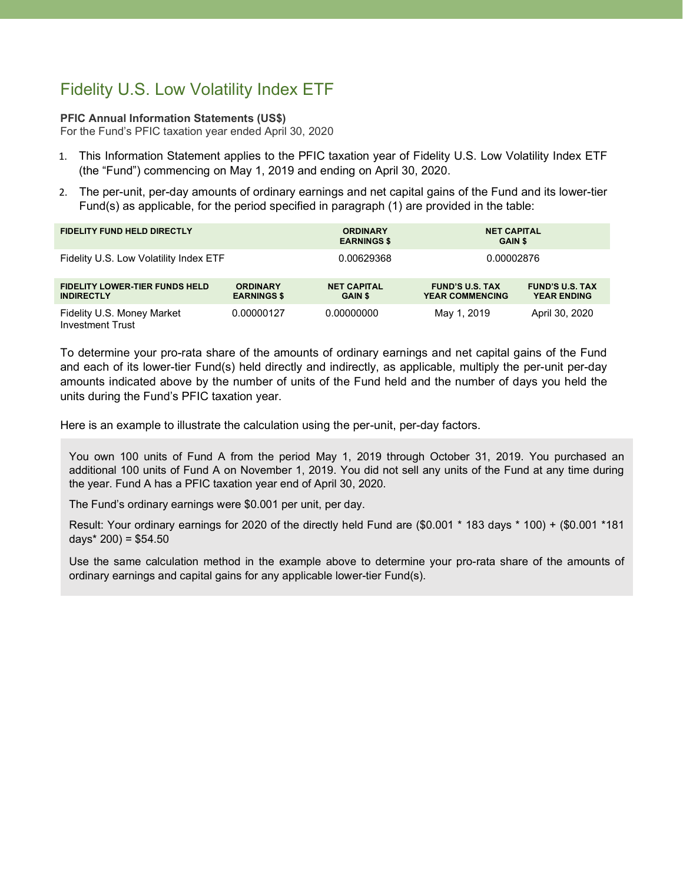# Fidelity U.S. Low Volatility Index ETF

**PFIC Annual Information Statements (US$)**
For the Fund's PFIC taxation year ended April 30, 2020

1. This Information Statement applies to the PFIC taxation year of Fidelity U.S. Low Volatility Index ETF (the "Fund") commencing on May 1, 2019 and ending on April 30, 2020.
2. The per-unit, per-day amounts of ordinary earnings and net capital gains of the Fund and its lower-tier Fund(s) as applicable, for the period specified in paragraph (1) are provided in the table:

| FIDELITY FUND HELD DIRECTLY | ORDINARY EARNINGS $ | NET CAPITAL GAIN $ |
|---|---|---|
| Fidelity U.S. Low Volatility Index ETF | 0.00629368 | 0.00002876 |

| FIDELITY LOWER-TIER FUNDS HELD INDIRECTLY | ORDINARY EARNINGS $ | NET CAPITAL GAIN $ | FUND'S U.S. TAX YEAR COMMENCING | FUND'S U.S. TAX YEAR ENDING |
|---|---|---|---|---|
| Fidelity U.S. Money Market Investment Trust | 0.00000127 | 0.00000000 | May 1, 2019 | April 30, 2020 |

To determine your pro-rata share of the amounts of ordinary earnings and net capital gains of the Fund and each of its lower-tier Fund(s) held directly and indirectly, as applicable, multiply the per-unit per-day amounts indicated above by the number of units of the Fund held and the number of days you held the units during the Fund's PFIC taxation year.

Here is an example to illustrate the calculation using the per-unit, per-day factors.

> You own 100 units of Fund A from the period May 1, 2019 through October 31, 2019. You purchased an additional 100 units of Fund A on November 1, 2019. You did not sell any units of the Fund at any time during the year. Fund A has a PFIC taxation year end of April 30, 2020.
>
> The Fund's ordinary earnings were $0.001 per unit, per day.
>
> Result: Your ordinary earnings for 2020 of the directly held Fund are ($0.001 * 183 days * 100) + ($0.001 *181 days* 200) = $54.50
>
> Use the same calculation method in the example above to determine your pro-rata share of the amounts of ordinary earnings and capital gains for any applicable lower-tier Fund(s).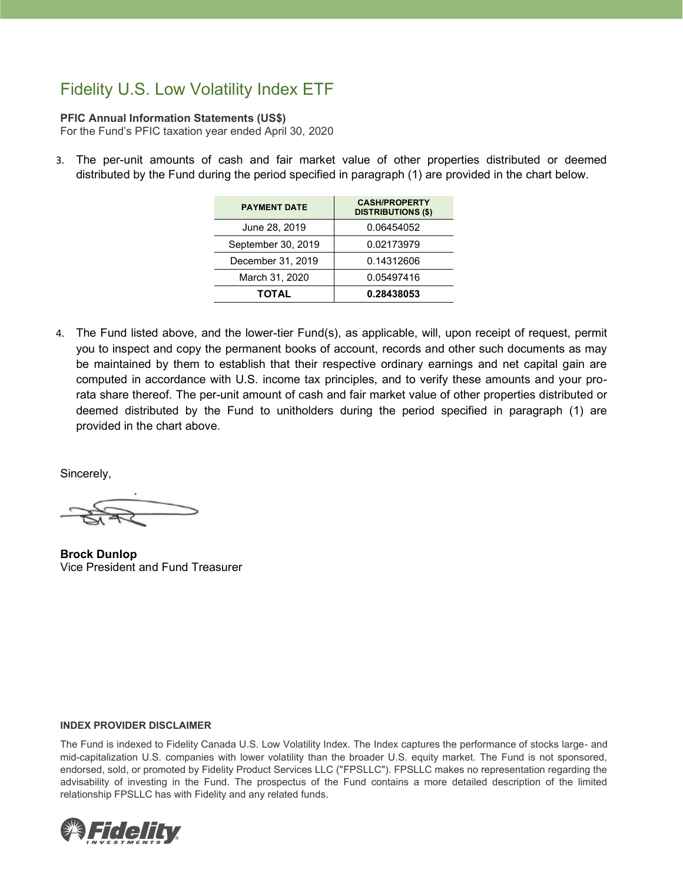# Fidelity U.S. Low Volatility Index ETF

**PFIC Annual Information Statements (US$)**
For the Fund's PFIC taxation year ended April 30, 2020

3. The per-unit amounts of cash and fair market value of other properties distributed or deemed distributed by the Fund during the period specified in paragraph (1) are provided in the chart below.

| PAYMENT DATE | CASH/PROPERTY DISTRIBUTIONS ($) |
|---|---|
| June 28, 2019 | 0.06454052 |
| September 30, 2019 | 0.02173979 |
| December 31, 2019 | 0.14312606 |
| March 31, 2020 | 0.05497416 |
| **TOTAL** | **0.28438053** |

4. The Fund listed above, and the lower-tier Fund(s), as applicable, will, upon receipt of request, permit you to inspect and copy the permanent books of account, records and other such documents as may be maintained by them to establish that their respective ordinary earnings and net capital gain are computed in accordance with U.S. income tax principles, and to verify these amounts and your pro-rata share thereof. The per-unit amount of cash and fair market value of other properties distributed or deemed distributed by the Fund to unitholders during the period specified in paragraph (1) are provided in the chart above.

Sincerely,

**Brock Dunlop**
Vice President and Fund Treasurer

**INDEX PROVIDER DISCLAIMER**

The Fund is indexed to Fidelity Canada U.S. Low Volatility Index. The Index captures the performance of stocks large- and mid-capitalization U.S. companies with lower volatility than the broader U.S. equity market. The Fund is not sponsored, endorsed, sold, or promoted by Fidelity Product Services LLC ("FPSLLC"). FPSLLC makes no representation regarding the advisability of investing in the Fund. The prospectus of the Fund contains a more detailed description of the limited relationship FPSLLC has with Fidelity and any related funds.

Fidelity INVESTMENTS